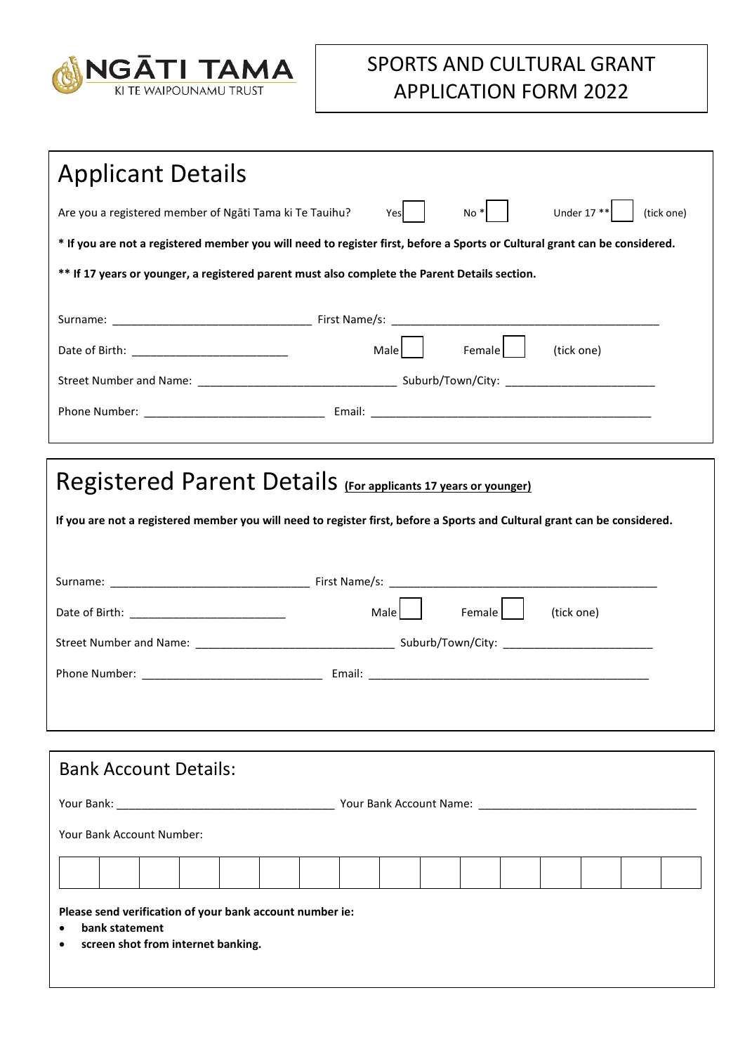NGĀTI TAMA
KI TE WAIPOUNAMU TRUST

# SPORTS AND CULTURAL GRANT APPLICATION FORM 2022

## Applicant Details

Are you a registered member of Ngāti Tama ki Te Tauihu? Yes ☐ No * ☐ Under 17 ** ☐ (tick one)

**\* If you are not a registered member you will need to register first, before a Sports or Cultural grant can be considered.**

**\*\* If 17 years or younger, a registered parent must also complete the Parent Details section.**

Surname: ______________________________ First Name/s: ________________________________________

Date of Birth: ________________________ Male ☐ Female ☐ (tick one)

Street Number and Name: ______________________________ Suburb/Town/City: ______________________

Phone Number: ____________________________ Email: ____________________________________________

## Registered Parent Details (For applicants 17 years or younger)

**If you are not a registered member you will need to register first, before a Sports and Cultural grant can be considered.**

Surname: ______________________________ First Name/s: ________________________________________

Date of Birth: ________________________ Male ☐ Female ☐ (tick one)

Street Number and Name: ______________________________ Suburb/Town/City: ______________________

Phone Number: ____________________________ Email: ____________________________________________

## Bank Account Details:

Your Bank: __________________________________ Your Bank Account Name: __________________________________

Your Bank Account Number:

| | | | | | | | | | | | | | | | |
|---|---|---|---|---|---|---|---|---|---|---|---|---|---|---|---|
| | | | | | | | | | | | | | | | |

**Please send verification of your bank account number ie:**

- **bank statement**
- **screen shot from internet banking.**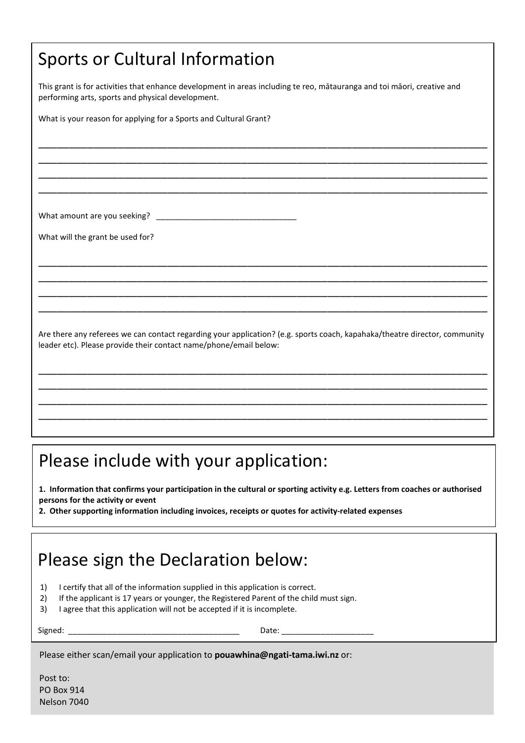## Sports or Cultural Information

This grant is for activities that enhance development in areas including te reo, mātauranga and toi māori, creative and performing arts, sports and physical development.

What is your reason for applying for a Sports and Cultural Grant?

____________________________________________________________________________________________
____________________________________________________________________________________________
____________________________________________________________________________________________
____________________________________________________________________________________________

What amount are you seeking? ________________________________

What will the grant be used for?

____________________________________________________________________________________________
____________________________________________________________________________________________
____________________________________________________________________________________________
____________________________________________________________________________________________

Are there any referees we can contact regarding your application? (e.g. sports coach, kapahaka/theatre director, community leader etc). Please provide their contact name/phone/email below:

____________________________________________________________________________________________
____________________________________________________________________________________________
____________________________________________________________________________________________
____________________________________________________________________________________________

## Please include with your application:

**1. Information that confirms your participation in the cultural or sporting activity e.g. Letters from coaches or authorised persons for the activity or event**
**2. Other supporting information including invoices, receipts or quotes for activity-related expenses**

## Please sign the Declaration below:

1) I certify that all of the information supplied in this application is correct.
2) If the applicant is 17 years or younger, the Registered Parent of the child must sign.
3) I agree that this application will not be accepted if it is incomplete.

Signed: _______________________________________ Date: _____________________

Please either scan/email your application to **pouawhina@ngati-tama.iwi.nz** or:

Post to:
PO Box 914
Nelson 7040